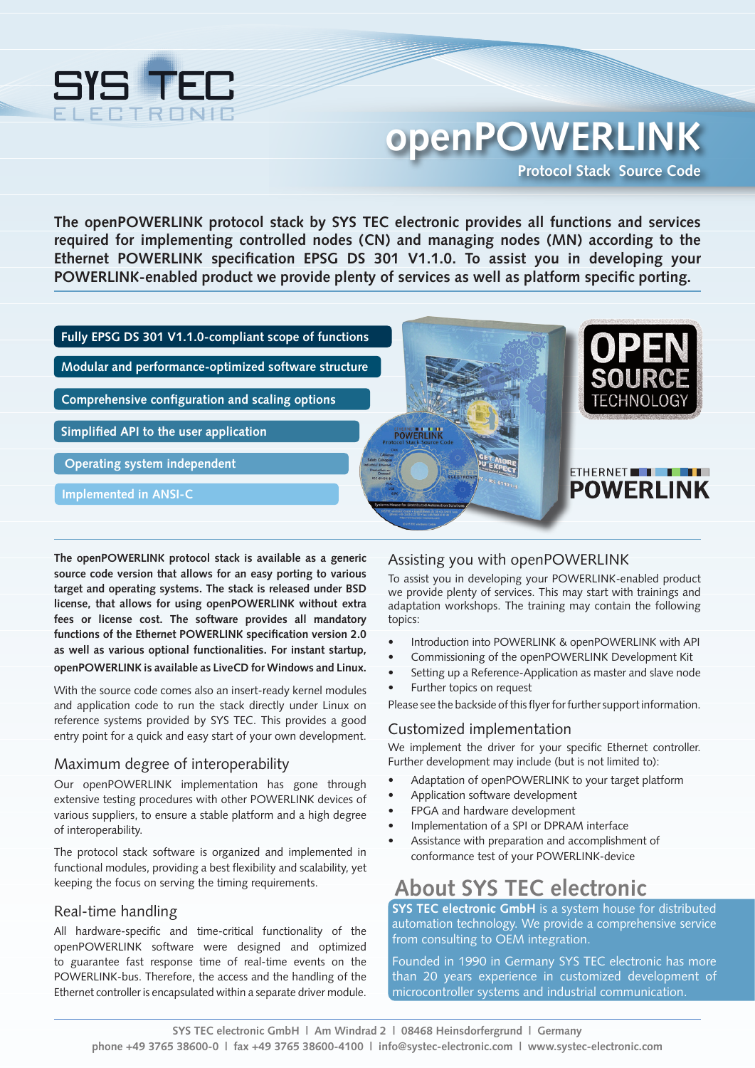# openPOWERLINK

**Protocol Stack Source Code**

**The openPOWERLINK protocol stack by SYS TEC electronic provides all functions and services required for implementing controlled nodes (CN) and managing nodes (MN) according to the Ethernet POWERLINK specification EPSG DS 301 V1.1.0. To assist you in developing your POWERLINK-enabled product we provide plenty of services as well as platform specific porting.**

- Fully EPSG DS 301 V1.1.0-compliant scope of functions
- Modular and performance-optimized software structure
- Comprehensive configuration and scaling options
- Simplified API to the user application
- Operating system independent
- Implemented in ANSI-C

**The openPOWERLINK protocol stack is available as a generic source code version that allows for an easy porting to various target and operating systems. The stack is released under BSD license, that allows for using openPOWERLINK without extra fees or license cost. The software provides all mandatory functions of the Ethernet POWERLINK specification version 2.0 as well as various optional functionalities. For instant startup, openPOWERLINK is available as LiveCD for Windows and Linux.**

With the source code comes also an insert-ready kernel modules and application code to run the stack directly under Linux on reference systems provided by SYS TEC. This provides a good entry point for a quick and easy start of your own development.

## Maximum degree of interoperability

Our openPOWERLINK implementation has gone through extensive testing procedures with other POWERLINK devices of various suppliers, to ensure a stable platform and a high degree of interoperability.

The protocol stack software is organized and implemented in functional modules, providing a best flexibility and scalability, yet keeping the focus on serving the timing requirements.

## Real-time handling

All hardware-specific and time-critical functionality of the openPOWERLINK software were designed and optimized to guarantee fast response time of real-time events on the POWERLINK-bus. Therefore, the access and the handling of the Ethernet controller is encapsulated within a separate driver module.

## Assisting you with openPOWERLINK

To assist you in developing your POWERLINK-enabled product we provide plenty of services. This may start with trainings and adaptation workshops. The training may contain the following topics:

- Introduction into POWERLINK & openPOWERLINK with API
- Commissioning of the openPOWERLINK Development Kit
- Setting up a Reference-Application as master and slave node
- Further topics on request

Please see the backside of this flyer for further support information.

## Customized implementation

We implement the driver for your specific Ethernet controller. Further development may include (but is not limited to):

- Adaptation of openPOWERLINK to your target platform
- Application software development
- FPGA and hardware development
- Implementation of a SPI or DPRAM interface
- Assistance with preparation and accomplishment of conformance test of your POWERLINK-device

## About SYS TEC electronic

**SYS TEC electronic GmbH** is a system house for distributed automation technology. We provide a comprehensive service from consulting to OEM integration.

Founded in 1990 in Germany SYS TEC electronic has more than 20 years experience in customized development of microcontroller systems and industrial communication.

SYS TEC electronic GmbH | Am Windrad 2 | 08468 Heinsdorfergrund | Germany
phone +49 3765 38600-0 | fax +49 3765 38600-4100 | info@systec-electronic.com | www.systec-electronic.com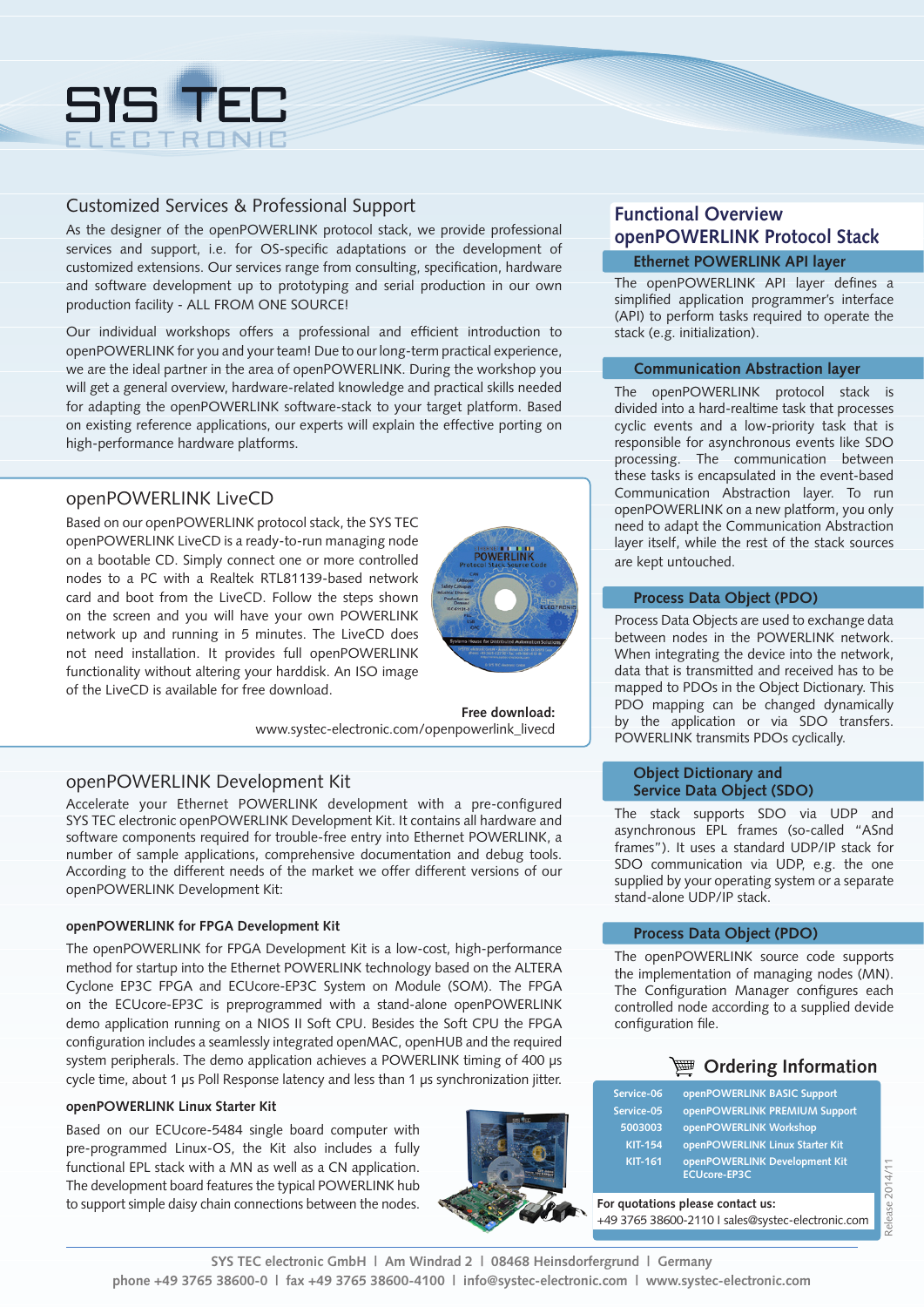# SYS TEC ELECTRONIC

## Customized Services & Professional Support

As the designer of the openPOWERLINK protocol stack, we provide professional services and support, i.e. for OS-specific adaptations or the development of customized extensions. Our services range from consulting, specification, hardware and software development up to prototyping and serial production in our own production facility - ALL FROM ONE SOURCE!

Our individual workshops offers a professional and efficient introduction to openPOWERLINK for you and your team! Due to our long-term practical experience, we are the ideal partner in the area of openPOWERLINK. During the workshop you will get a general overview, hardware-related knowledge and practical skills needed for adapting the openPOWERLINK software-stack to your target platform. Based on existing reference applications, our experts will explain the effective porting on high-performance hardware platforms.

## openPOWERLINK LiveCD

Based on our openPOWERLINK protocol stack, the SYS TEC openPOWERLINK LiveCD is a ready-to-run managing node on a bootable CD. Simply connect one or more controlled nodes to a PC with a Realtek RTL81139-based network card and boot from the LiveCD. Follow the steps shown on the screen and you will have your own POWERLINK network up and running in 5 minutes. The LiveCD does not need installation. It provides full openPOWERLINK functionality without altering your harddisk. An ISO image of the LiveCD is available for free download.

**Free download:**
www.systec-electronic.com/openpowerlink_livecd

## openPOWERLINK Development Kit

Accelerate your Ethernet POWERLINK development with a pre-configured SYS TEC electronic openPOWERLINK Development Kit. It contains all hardware and software components required for trouble-free entry into Ethernet POWERLINK, a number of sample applications, comprehensive documentation and debug tools. According to the different needs of the market we offer different versions of our openPOWERLINK Development Kit:

### openPOWERLINK for FPGA Development Kit

The openPOWERLINK for FPGA Development Kit is a low-cost, high-performance method for startup into the Ethernet POWERLINK technology based on the ALTERA Cyclone EP3C FPGA and ECUcore-EP3C System on Module (SOM). The FPGA on the ECUcore-EP3C is preprogrammed with a stand-alone openPOWERLINK demo application running on a NIOS II Soft CPU. Besides the Soft CPU the FPGA configuration includes a seamlessly integrated openMAC, openHUB and the required system peripherals. The demo application achieves a POWERLINK timing of 400 µs cycle time, about 1 µs Poll Response latency and less than 1 µs synchronization jitter.

### openPOWERLINK Linux Starter Kit

Based on our ECUcore-5484 single board computer with pre-programmed Linux-OS, the Kit also includes a fully functional EPL stack with a MN as well as a CN application. The development board features the typical POWERLINK hub to support simple daisy chain connections between the nodes.

## Functional Overview openPOWERLINK Protocol Stack

### Ethernet POWERLINK API layer

The openPOWERLINK API layer defines a simplified application programmer's interface (API) to perform tasks required to operate the stack (e.g. initialization).

### Communication Abstraction layer

The openPOWERLINK protocol stack is divided into a hard-realtime task that processes cyclic events and a low-priority task that is responsible for asynchronous events like SDO processing. The communication between these tasks is encapsulated in the event-based Communication Abstraction layer. To run openPOWERLINK on a new platform, you only need to adapt the Communication Abstraction layer itself, while the rest of the stack sources are kept untouched.

### Process Data Object (PDO)

Process Data Objects are used to exchange data between nodes in the POWERLINK network. When integrating the device into the network, data that is transmitted and received has to be mapped to PDOs in the Object Dictionary. This PDO mapping can be changed dynamically by the application or via SDO transfers. POWERLINK transmits PDOs cyclically.

### Object Dictionary and Service Data Object (SDO)

The stack supports SDO via UDP and asynchronous EPL frames (so-called "ASnd frames"). It uses a standard UDP/IP stack for SDO communication via UDP, e.g. the one supplied by your operating system or a separate stand-alone UDP/IP stack.

### Process Data Object (PDO)

The openPOWERLINK source code supports the implementation of managing nodes (MN). The Configuration Manager configures each controlled node according to a supplied devide configuration file.

## Ordering Information

| | |
|---|---|
| Service-06 | openPOWERLINK BASIC Support |
| Service-05 | openPOWERLINK PREMIUM Support |
| 5003003 | openPOWERLINK Workshop |
| KIT-154 | openPOWERLINK Linux Starter Kit |
| KIT-161 | openPOWERLINK Development Kit ECUcore-EP3C |

**For quotations please contact us:**
+49 3765 38600-2110 I sales@systec-electronic.com

Release 2014/11

SYS TEC electronic GmbH | Am Windrad 2 | 08468 Heinsdorfergrund | Germany
phone +49 3765 38600-0 | fax +49 3765 38600-4100 | info@systec-electronic.com | www.systec-electronic.com